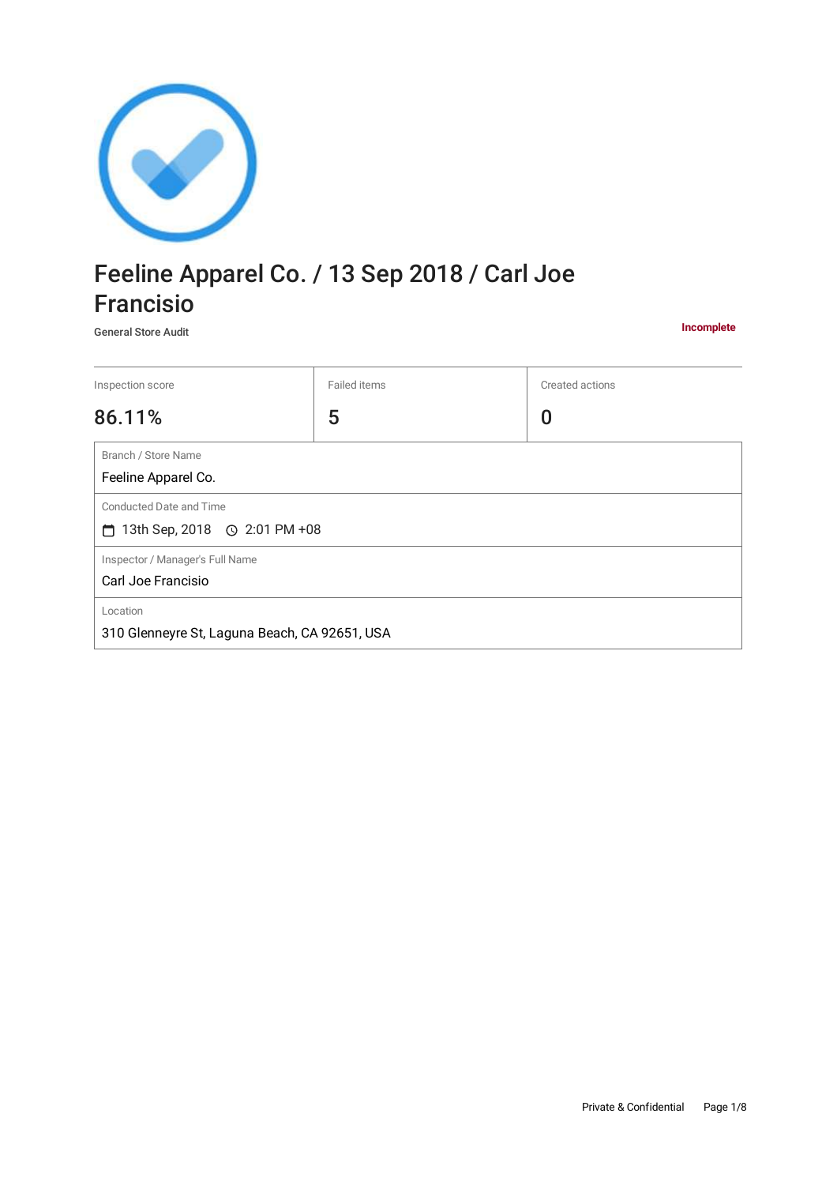# Feeline Apparel Co. / 13 Sep 2018 / Carl Joe Francisio

General Store Audit

**Incomplete**

| Inspection score | Failed items | Created actions |
|---|---|---|
| 86.11% | 5 | 0 |

| Branch / Store Name |
|---|
| Feeline Apparel Co. |
| **Conducted Date and Time** |
| 13th Sep, 2018 2:01 PM +08 |
| **Inspector / Manager's Full Name** |
| Carl Joe Francisio |
| **Location** |
| 310 Glenneyre St, Laguna Beach, CA 92651, USA |

Private & Confidential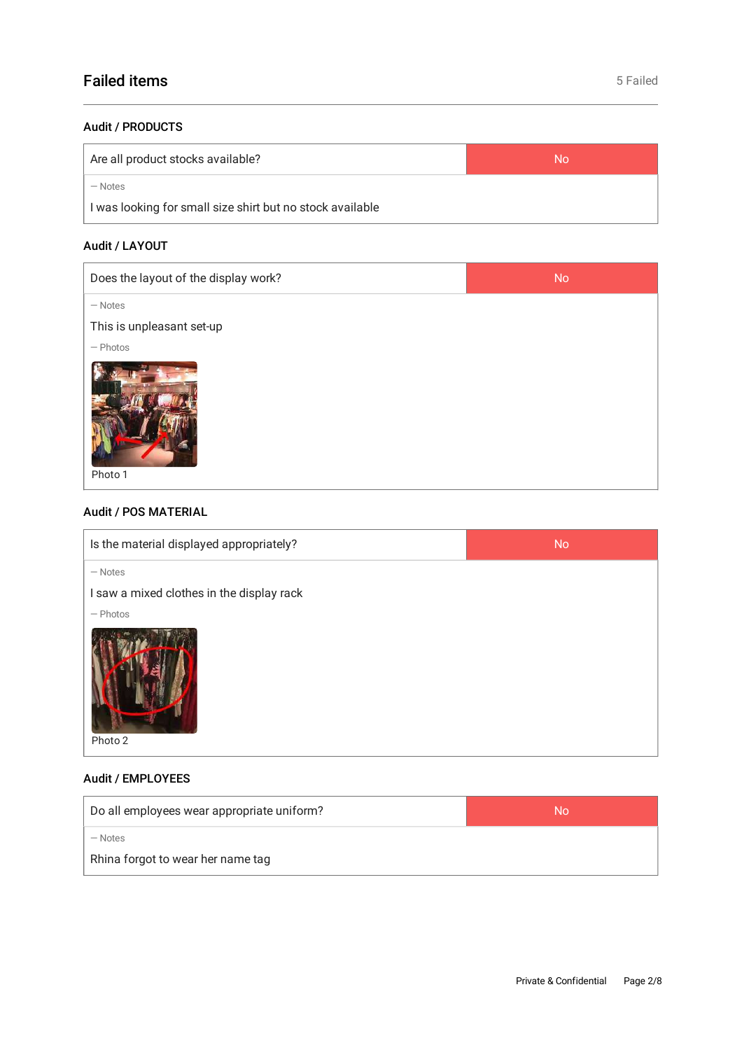## Failed items

5 Failed

### Audit / PRODUCTS

| Are all product stocks available? | No |
| --- | --- |

— Notes

I was looking for small size shirt but no stock available

### Audit / LAYOUT

| Does the layout of the display work? | No |
| --- | --- |

— Notes

This is unpleasant set-up

— Photos

Photo 1

### Audit / POS MATERIAL

| Is the material displayed appropriately? | No |
| --- | --- |

— Notes

I saw a mixed clothes in the display rack

— Photos

Photo 2

### Audit / EMPLOYEES

| Do all employees wear appropriate uniform? | No |
| --- | --- |

— Notes

Rhina forgot to wear her name tag

Private & Confidential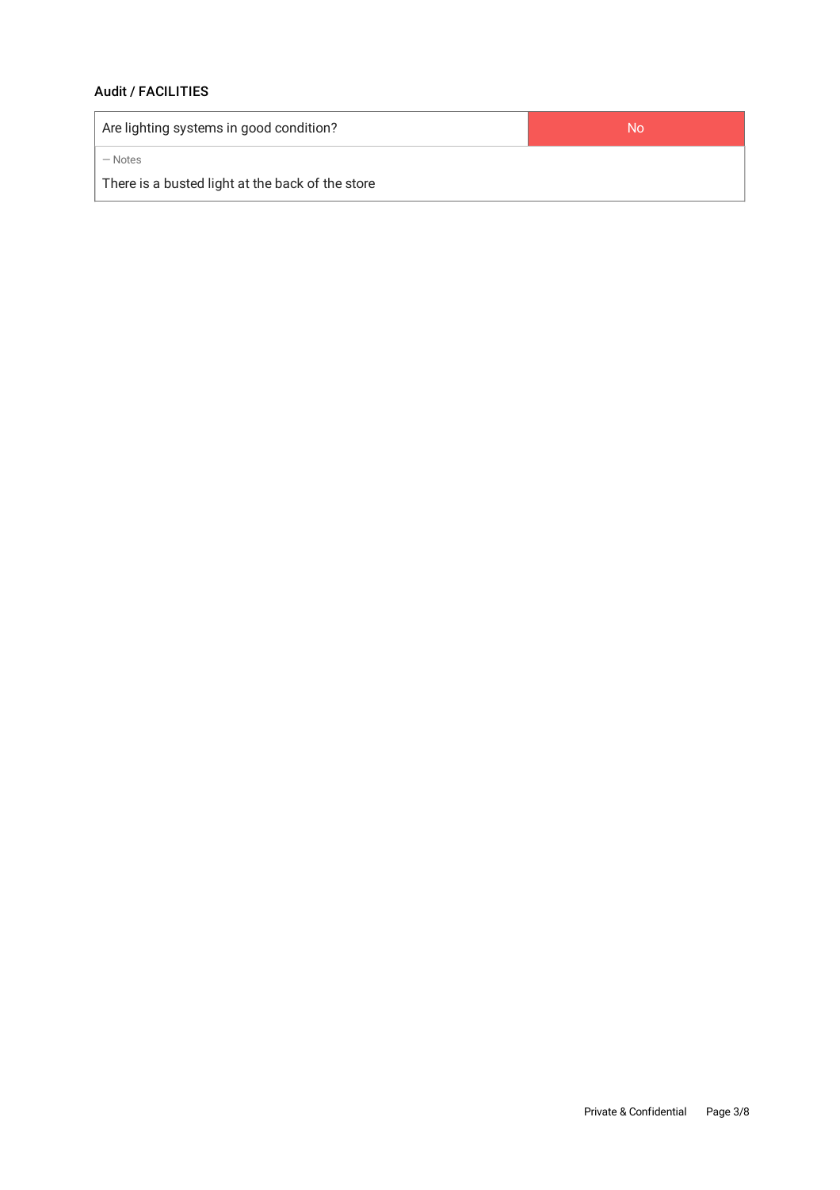## Audit / FACILITIES

| Are lighting systems in good condition? | No |
| --- | --- |

— Notes

There is a busted light at the back of the store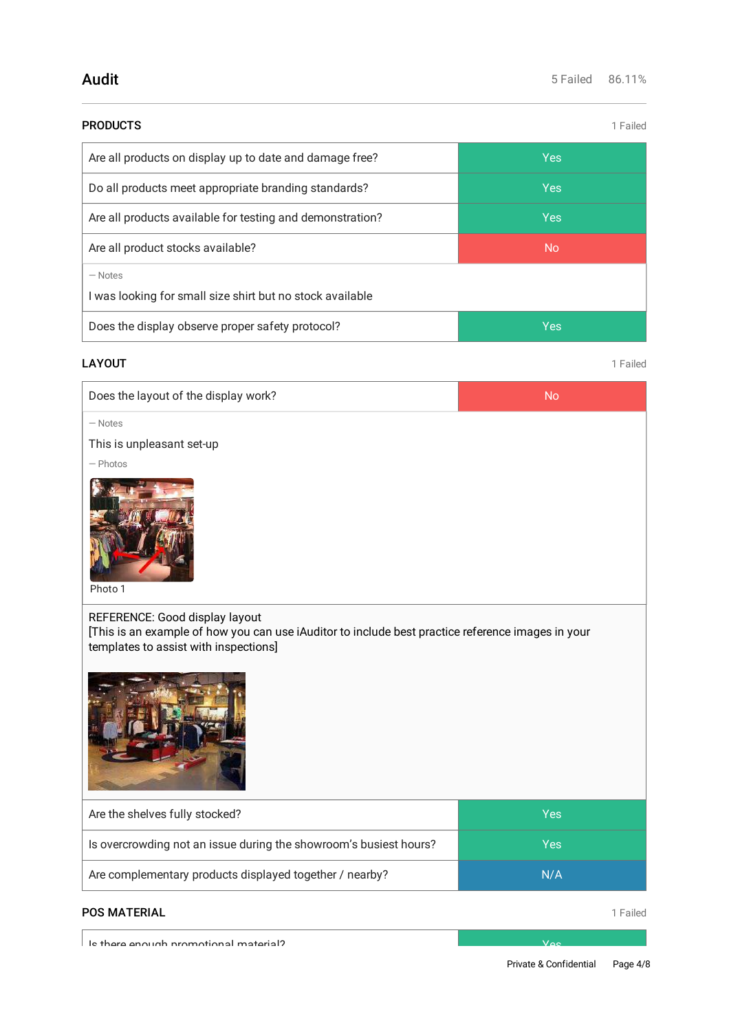## Audit

5 Failed 86.11%

### PRODUCTS

1 Failed

| Question | Response |
|---|---|
| Are all products on display up to date and damage free? | Yes |
| Do all products meet appropriate branding standards? | Yes |
| Are all products available for testing and demonstration? | Yes |
| Are all product stocks available? | No |

— Notes

I was looking for small size shirt but no stock available

| Question | Response |
|---|---|
| Does the display observe proper safety protocol? | Yes |

### LAYOUT

1 Failed

| Question | Response |
|---|---|
| Does the layout of the display work? | No |

— Notes

This is unpleasant set-up

— Photos

Photo 1

REFERENCE: Good display layout
[This is an example of how you can use iAuditor to include best practice reference images in your templates to assist with inspections]

| Question | Response |
|---|---|
| Are the shelves fully stocked? | Yes |
| Is overcrowding not an issue during the showroom's busiest hours? | Yes |
| Are complementary products displayed together / nearby? | N/A |

### POS MATERIAL

1 Failed

| Question | Response |
|---|---|
| Is there enough promotional material? | Yes |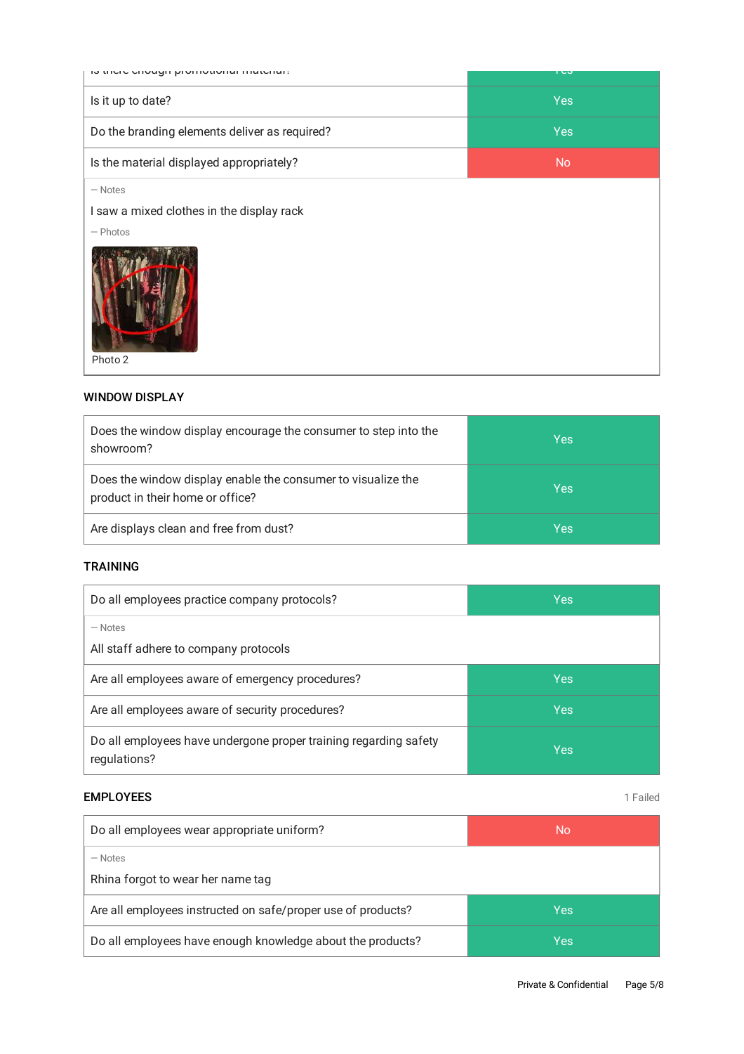| Is there enough promotional material? | Yes |
|---|---|
| Is it up to date? | Yes |
| Do the branding elements deliver as required? | Yes |
| Is the material displayed appropriately? | No |

— Notes

I saw a mixed clothes in the display rack

— Photos

Photo 2

## WINDOW DISPLAY

| Question | Answer |
|---|---|
| Does the window display encourage the consumer to step into the showroom? | Yes |
| Does the window display enable the consumer to visualize the product in their home or office? | Yes |
| Are displays clean and free from dust? | Yes |

## TRAINING

| Question | Answer |
|---|---|
| Do all employees practice company protocols? | Yes |

— Notes

All staff adhere to company protocols

| Question | Answer |
|---|---|
| Are all employees aware of emergency procedures? | Yes |
| Are all employees aware of security procedures? | Yes |
| Do all employees have undergone proper training regarding safety regulations? | Yes |

## EMPLOYEES

1 Failed

| Question | Answer |
|---|---|
| Do all employees wear appropriate uniform? | No |

— Notes

Rhina forgot to wear her name tag

| Question | Answer |
|---|---|
| Are all employees instructed on safe/proper use of products? | Yes |
| Do all employees have enough knowledge about the products? | Yes |

Private & Confidential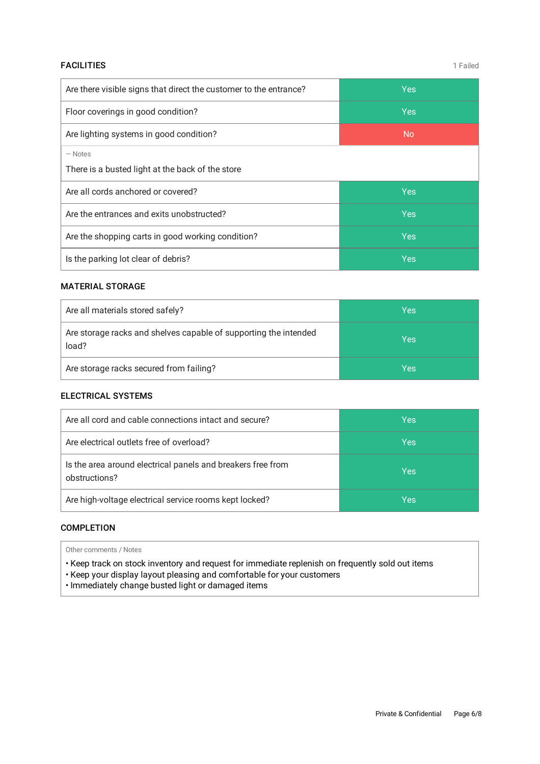## FACILITIES

1 Failed

| Question | Answer |
|---|---|
| Are there visible signs that direct the customer to the entrance? | Yes |
| Floor coverings in good condition? | Yes |
| Are lighting systems in good condition? | No |
| — Notes<br>There is a busted light at the back of the store | |
| Are all cords anchored or covered? | Yes |
| Are the entrances and exits unobstructed? | Yes |
| Are the shopping carts in good working condition? | Yes |
| Is the parking lot clear of debris? | Yes |

## MATERIAL STORAGE

| Question | Answer |
|---|---|
| Are all materials stored safely? | Yes |
| Are storage racks and shelves capable of supporting the intended load? | Yes |
| Are storage racks secured from failing? | Yes |

## ELECTRICAL SYSTEMS

| Question | Answer |
|---|---|
| Are all cord and cable connections intact and secure? | Yes |
| Are electrical outlets free of overload? | Yes |
| Is the area around electrical panels and breakers free from obstructions? | Yes |
| Are high-voltage electrical service rooms kept locked? | Yes |

## COMPLETION

Other comments / Notes

- Keep track on stock inventory and request for immediate replenish on frequently sold out items
- Keep your display layout pleasing and comfortable for your customers
- Immediately change busted light or damaged items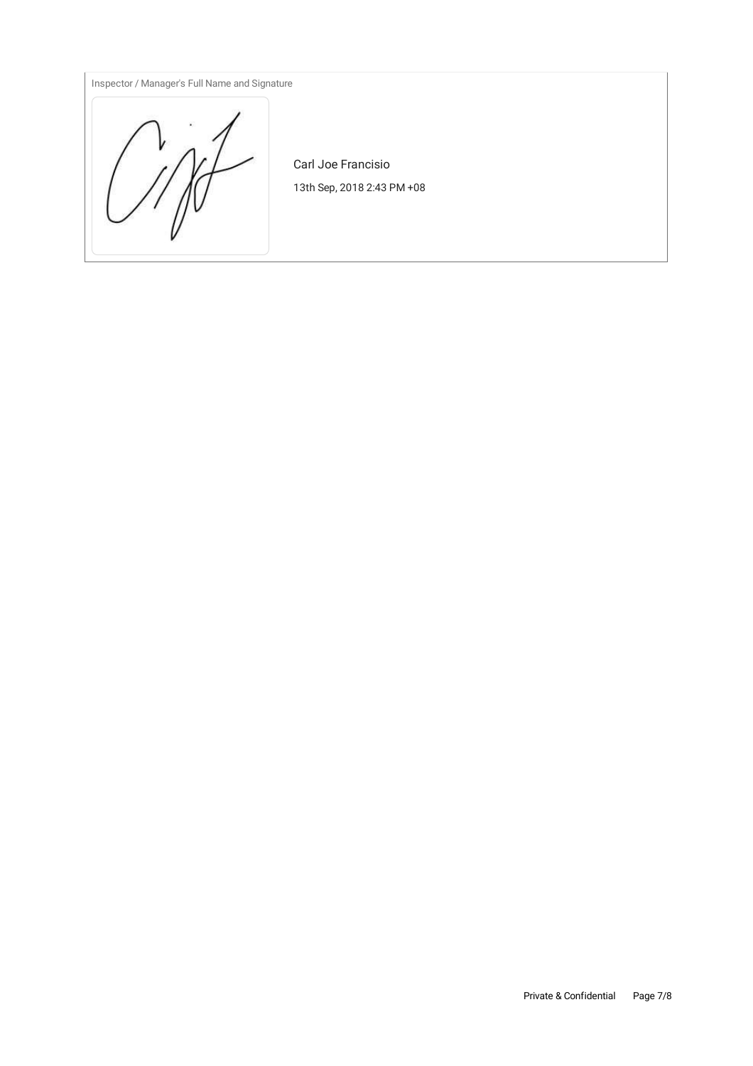Inspector / Manager's Full Name and Signature

Carl Joe Francisio

13th Sep, 2018 2:43 PM +08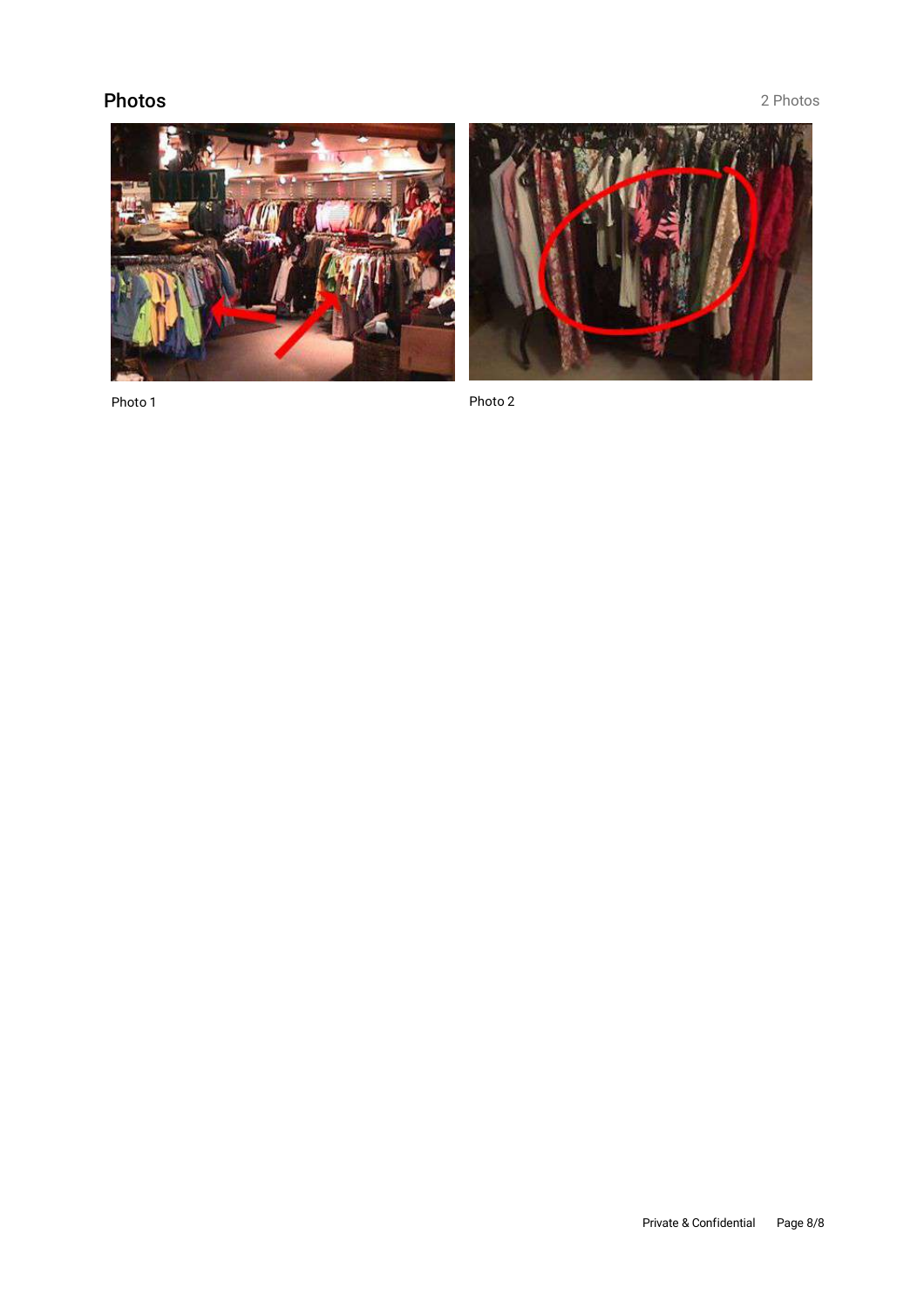## Photos

2 Photos

Photo 1

Photo 2